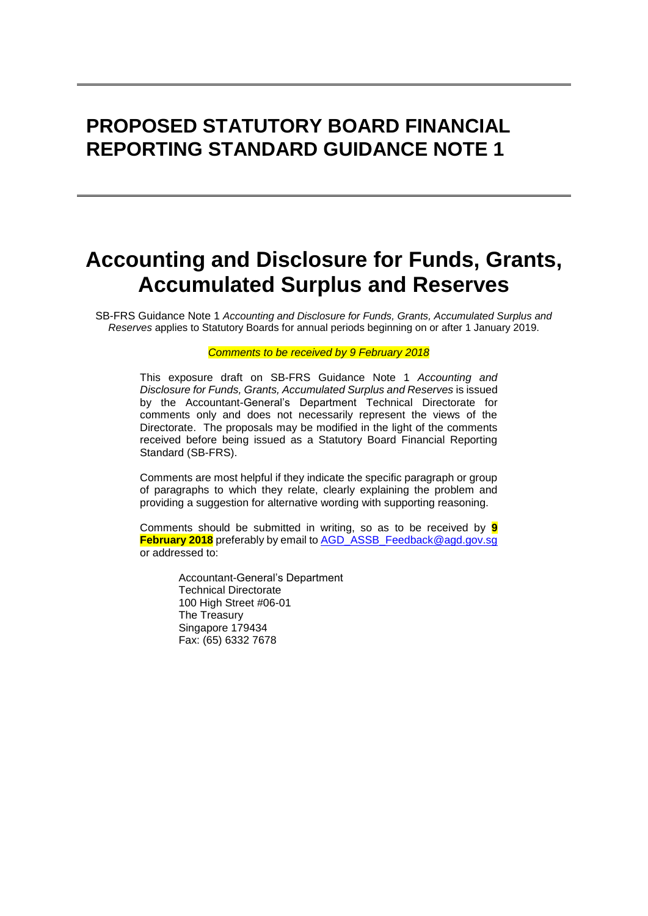# PROPOSED STATUTORY BOARD FINANCIAL REPORTING STANDARD GUIDANCE NOTE 1

# Accounting and Disclosure for Funds, Grants, Accumulated Surplus and Reserves

SB-FRS Guidance Note 1 *Accounting and Disclosure for Funds, Grants, Accumulated Surplus and Reserves* applies to Statutory Boards for annual periods beginning on or after 1 January 2019.

*Comments to be received by 9 February 2018*

This exposure draft on SB-FRS Guidance Note 1 *Accounting and Disclosure for Funds, Grants, Accumulated Surplus and Reserves* is issued by the Accountant-General's Department Technical Directorate for comments only and does not necessarily represent the views of the Directorate. The proposals may be modified in the light of the comments received before being issued as a Statutory Board Financial Reporting Standard (SB-FRS).

Comments are most helpful if they indicate the specific paragraph or group of paragraphs to which they relate, clearly explaining the problem and providing a suggestion for alternative wording with supporting reasoning.

Comments should be submitted in writing, so as to be received by **9 February 2018** preferably by email to AGD_ASSB_Feedback@agd.gov.sg or addressed to:

Accountant-General's Department
Technical Directorate
100 High Street #06-01
The Treasury
Singapore 179434
Fax: (65) 6332 7678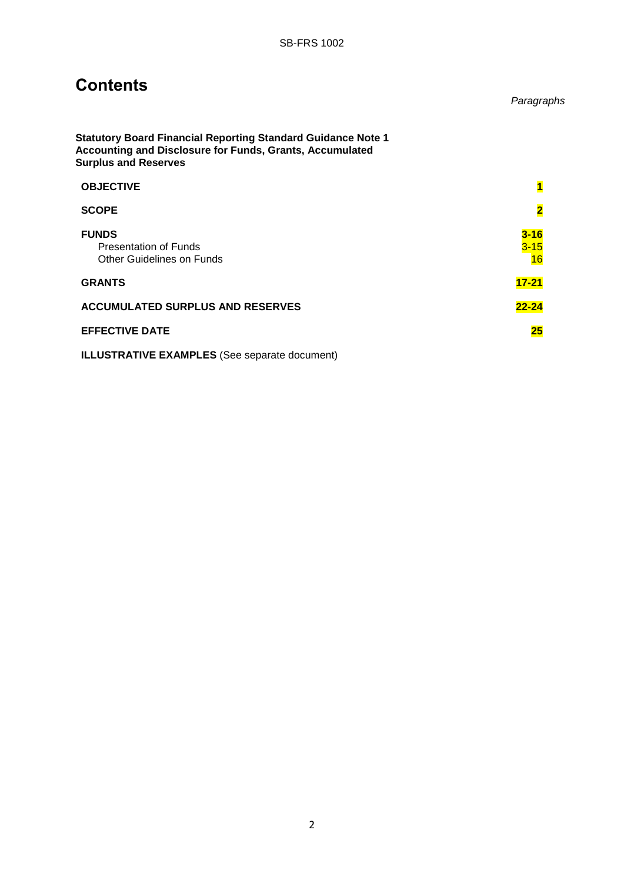# Contents

*Paragraphs*

**Statutory Board Financial Reporting Standard Guidance Note 1 Accounting and Disclosure for Funds, Grants, Accumulated Surplus and Reserves**

| | |
|---|---|
| **OBJECTIVE** | **1** |
| **SCOPE** | **2** |
| **FUNDS** | **3-16** |
| Presentation of Funds | 3-15 |
| Other Guidelines on Funds | 16 |
| **GRANTS** | **17-21** |
| **ACCUMULATED SURPLUS AND RESERVES** | **22-24** |
| **EFFECTIVE DATE** | **25** |

**ILLUSTRATIVE EXAMPLES** (See separate document)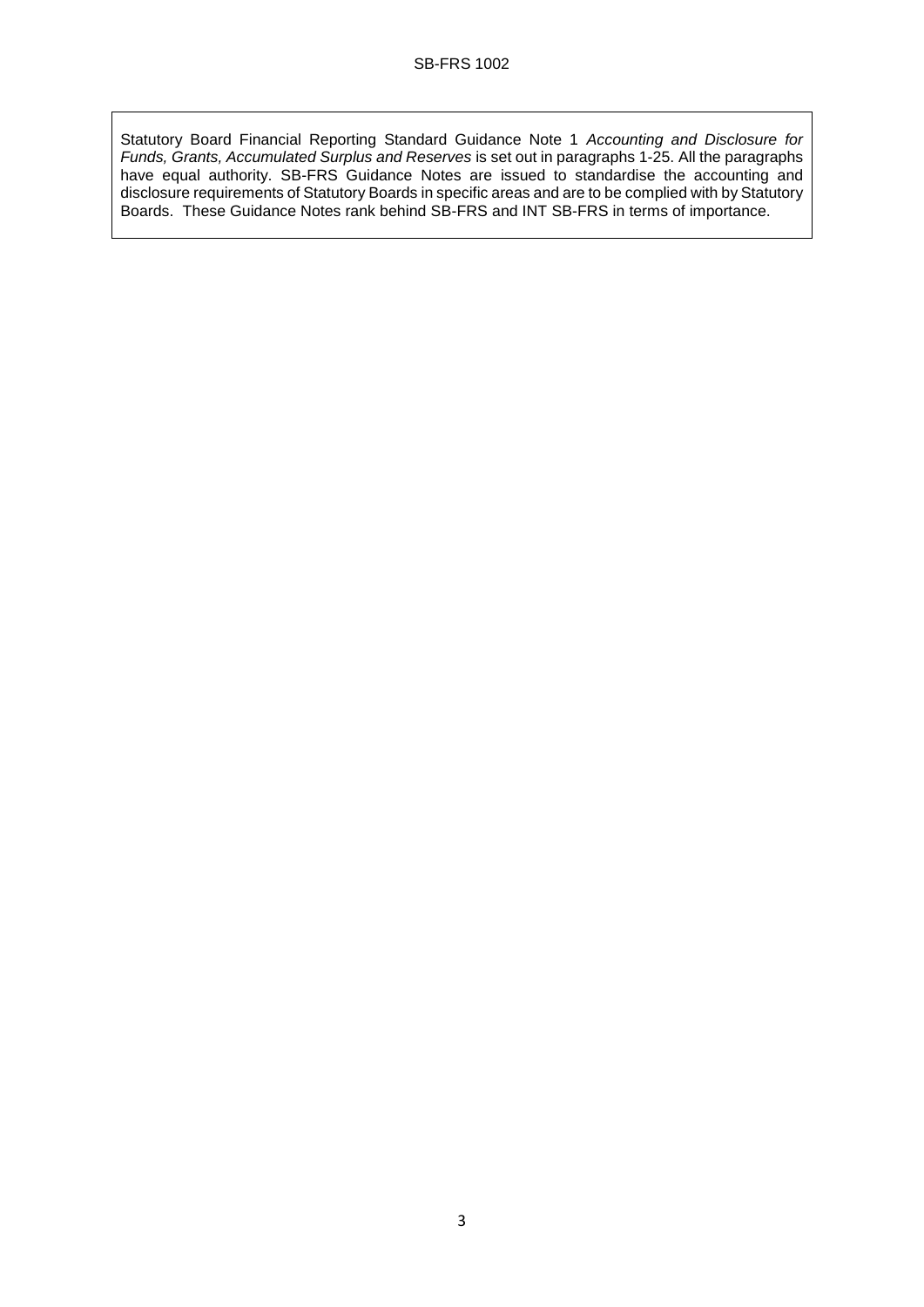Statutory Board Financial Reporting Standard Guidance Note 1 *Accounting and Disclosure for Funds, Grants, Accumulated Surplus and Reserves* is set out in paragraphs 1-25. All the paragraphs have equal authority. SB-FRS Guidance Notes are issued to standardise the accounting and disclosure requirements of Statutory Boards in specific areas and are to be complied with by Statutory Boards. These Guidance Notes rank behind SB-FRS and INT SB-FRS in terms of importance.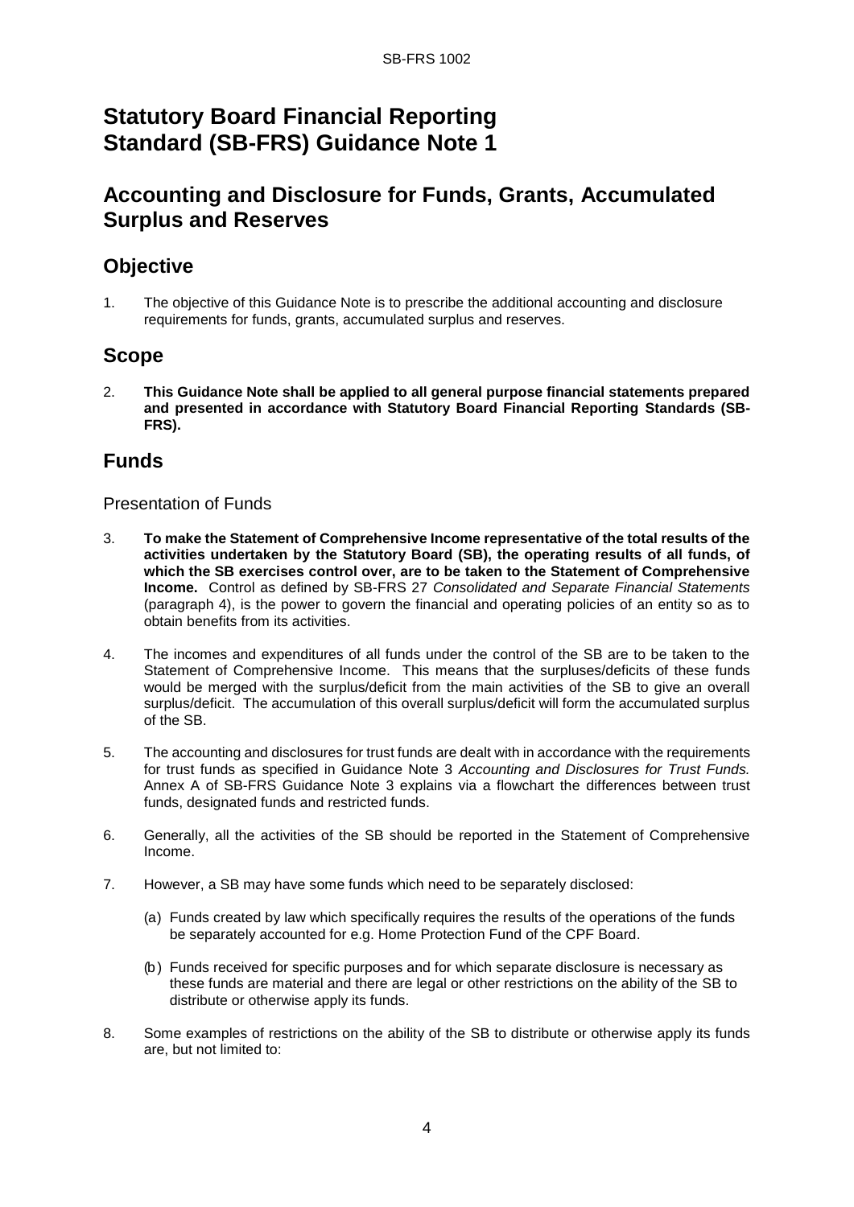# Statutory Board Financial Reporting Standard (SB-FRS) Guidance Note 1

## Accounting and Disclosure for Funds, Grants, Accumulated Surplus and Reserves

## Objective

1. The objective of this Guidance Note is to prescribe the additional accounting and disclosure requirements for funds, grants, accumulated surplus and reserves.

## Scope

2. **This Guidance Note shall be applied to all general purpose financial statements prepared and presented in accordance with Statutory Board Financial Reporting Standards (SB-FRS).**

## Funds

### Presentation of Funds

3. **To make the Statement of Comprehensive Income representative of the total results of the activities undertaken by the Statutory Board (SB), the operating results of all funds, of which the SB exercises control over, are to be taken to the Statement of Comprehensive Income.** Control as defined by SB-FRS 27 *Consolidated and Separate Financial Statements* (paragraph 4), is the power to govern the financial and operating policies of an entity so as to obtain benefits from its activities.

4. The incomes and expenditures of all funds under the control of the SB are to be taken to the Statement of Comprehensive Income. This means that the surpluses/deficits of these funds would be merged with the surplus/deficit from the main activities of the SB to give an overall surplus/deficit. The accumulation of this overall surplus/deficit will form the accumulated surplus of the SB.

5. The accounting and disclosures for trust funds are dealt with in accordance with the requirements for trust funds as specified in Guidance Note 3 *Accounting and Disclosures for Trust Funds.* Annex A of SB-FRS Guidance Note 3 explains via a flowchart the differences between trust funds, designated funds and restricted funds.

6. Generally, all the activities of the SB should be reported in the Statement of Comprehensive Income.

7. However, a SB may have some funds which need to be separately disclosed:

   (a) Funds created by law which specifically requires the results of the operations of the funds be separately accounted for e.g. Home Protection Fund of the CPF Board.

   (b) Funds received for specific purposes and for which separate disclosure is necessary as these funds are material and there are legal or other restrictions on the ability of the SB to distribute or otherwise apply its funds.

8. Some examples of restrictions on the ability of the SB to distribute or otherwise apply its funds are, but not limited to: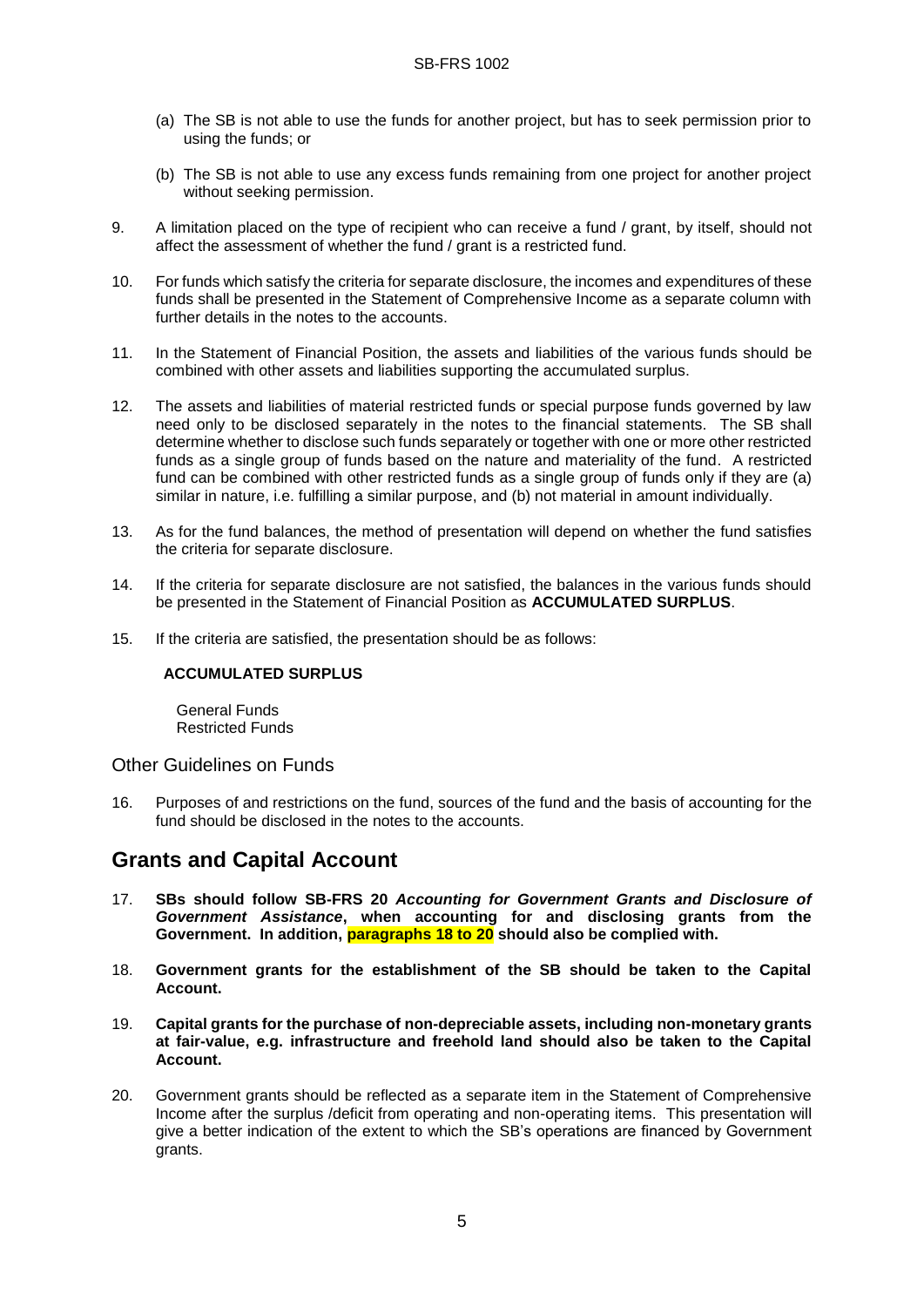(a) The SB is not able to use the funds for another project, but has to seek permission prior to using the funds; or

(b) The SB is not able to use any excess funds remaining from one project for another project without seeking permission.

9. A limitation placed on the type of recipient who can receive a fund / grant, by itself, should not affect the assessment of whether the fund / grant is a restricted fund.

10. For funds which satisfy the criteria for separate disclosure, the incomes and expenditures of these funds shall be presented in the Statement of Comprehensive Income as a separate column with further details in the notes to the accounts.

11. In the Statement of Financial Position, the assets and liabilities of the various funds should be combined with other assets and liabilities supporting the accumulated surplus.

12. The assets and liabilities of material restricted funds or special purpose funds governed by law need only to be disclosed separately in the notes to the financial statements. The SB shall determine whether to disclose such funds separately or together with one or more other restricted funds as a single group of funds based on the nature and materiality of the fund. A restricted fund can be combined with other restricted funds as a single group of funds only if they are (a) similar in nature, i.e. fulfilling a similar purpose, and (b) not material in amount individually.

13. As for the fund balances, the method of presentation will depend on whether the fund satisfies the criteria for separate disclosure.

14. If the criteria for separate disclosure are not satisfied, the balances in the various funds should be presented in the Statement of Financial Position as **ACCUMULATED SURPLUS**.

15. If the criteria are satisfied, the presentation should be as follows:

**ACCUMULATED SURPLUS**

General Funds
Restricted Funds

### Other Guidelines on Funds

16. Purposes of and restrictions on the fund, sources of the fund and the basis of accounting for the fund should be disclosed in the notes to the accounts.

## Grants and Capital Account

17. **SBs should follow SB-FRS 20 *Accounting for Government Grants and Disclosure of Government Assistance*, when accounting for and disclosing grants from the Government. In addition, paragraphs 18 to 20 should also be complied with.**

18. **Government grants for the establishment of the SB should be taken to the Capital Account.**

19. **Capital grants for the purchase of non-depreciable assets, including non-monetary grants at fair-value, e.g. infrastructure and freehold land should also be taken to the Capital Account.**

20. Government grants should be reflected as a separate item in the Statement of Comprehensive Income after the surplus /deficit from operating and non-operating items. This presentation will give a better indication of the extent to which the SB's operations are financed by Government grants.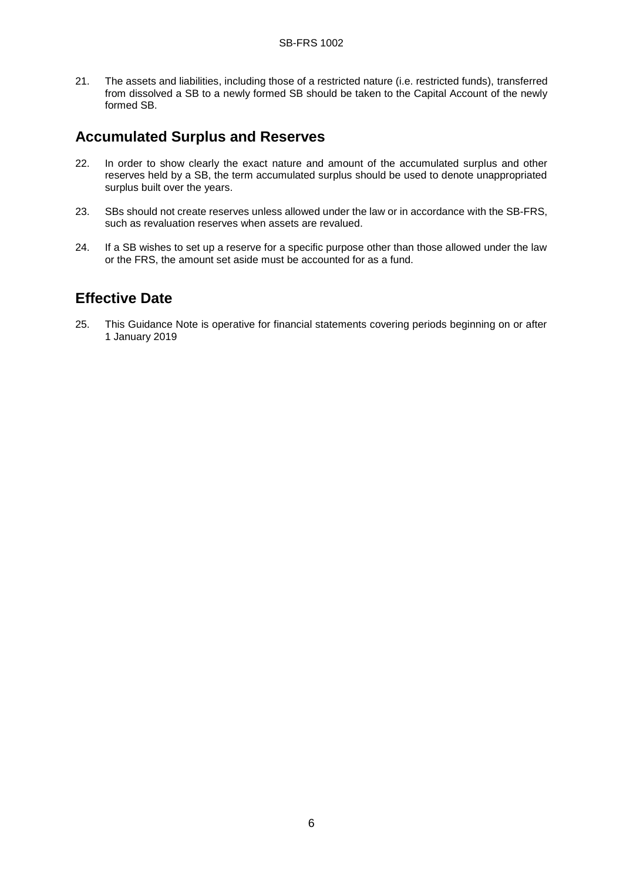21. The assets and liabilities, including those of a restricted nature (i.e. restricted funds), transferred from dissolved a SB to a newly formed SB should be taken to the Capital Account of the newly formed SB.

## Accumulated Surplus and Reserves

22. In order to show clearly the exact nature and amount of the accumulated surplus and other reserves held by a SB, the term accumulated surplus should be used to denote unappropriated surplus built over the years.

23. SBs should not create reserves unless allowed under the law or in accordance with the SB-FRS, such as revaluation reserves when assets are revalued.

24. If a SB wishes to set up a reserve for a specific purpose other than those allowed under the law or the FRS, the amount set aside must be accounted for as a fund.

## Effective Date

25. This Guidance Note is operative for financial statements covering periods beginning on or after 1 January 2019